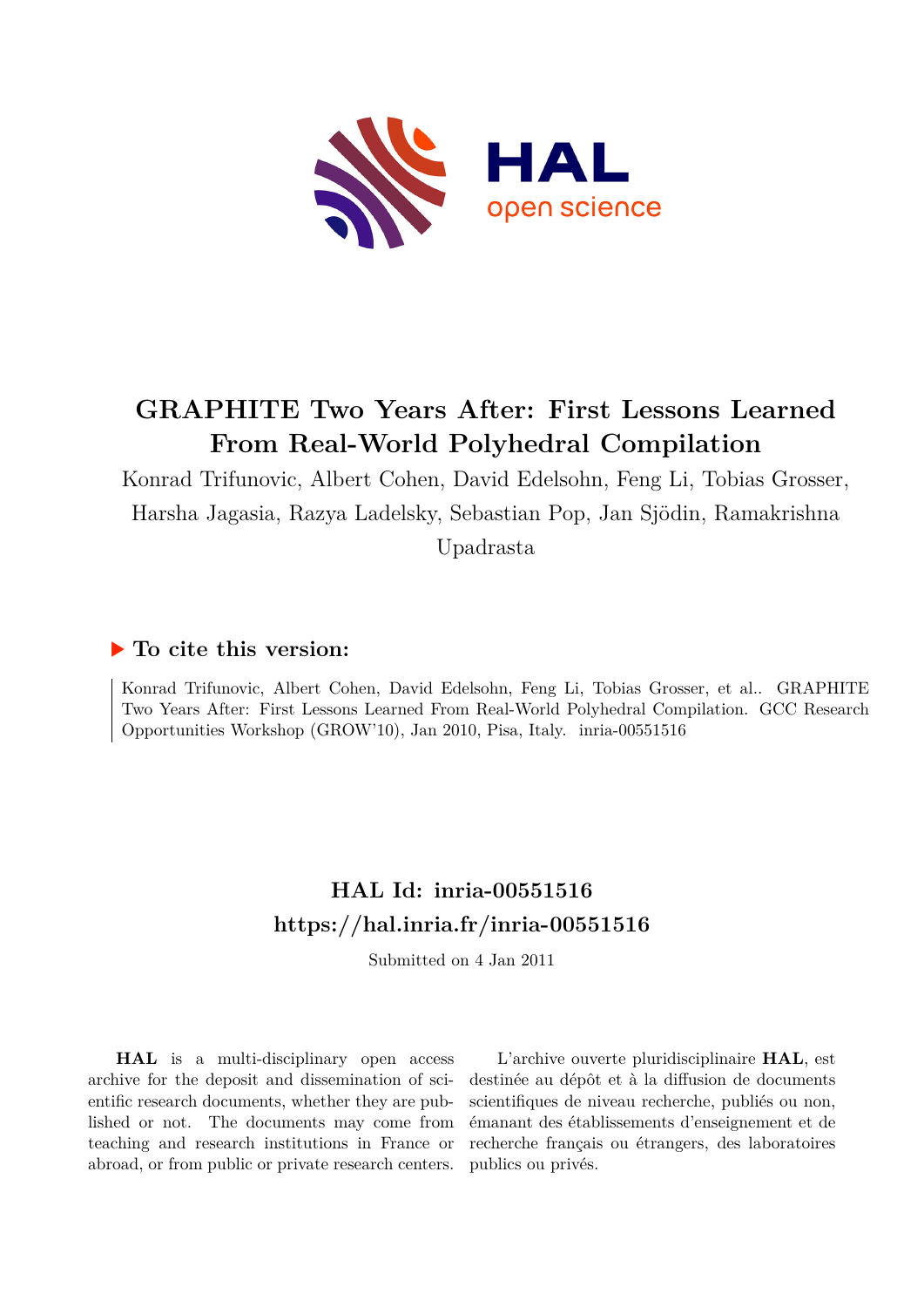# GRAPHITE Two Years After: First Lessons Learned From Real-World Polyhedral Compilation

Konrad Trifunovic, Albert Cohen, David Edelsohn, Feng Li, Tobias Grosser, Harsha Jagasia, Razya Ladelsky, Sebastian Pop, Jan Sjödin, Ramakrishna Upadrasta

## ► To cite this version:

Konrad Trifunovic, Albert Cohen, David Edelsohn, Feng Li, Tobias Grosser, et al.. GRAPHITE Two Years After: First Lessons Learned From Real-World Polyhedral Compilation. GCC Research Opportunities Workshop (GROW'10), Jan 2010, Pisa, Italy. inria-00551516

## HAL Id: inria-00551516
## https://hal.inria.fr/inria-00551516

Submitted on 4 Jan 2011

**HAL** is a multi-disciplinary open access archive for the deposit and dissemination of scientific research documents, whether they are published or not. The documents may come from teaching and research institutions in France or abroad, or from public or private research centers.

L'archive ouverte pluridisciplinaire **HAL**, est destinée au dépôt et à la diffusion de documents scientifiques de niveau recherche, publiés ou non, émanant des établissements d'enseignement et de recherche français ou étrangers, des laboratoires publics ou privés.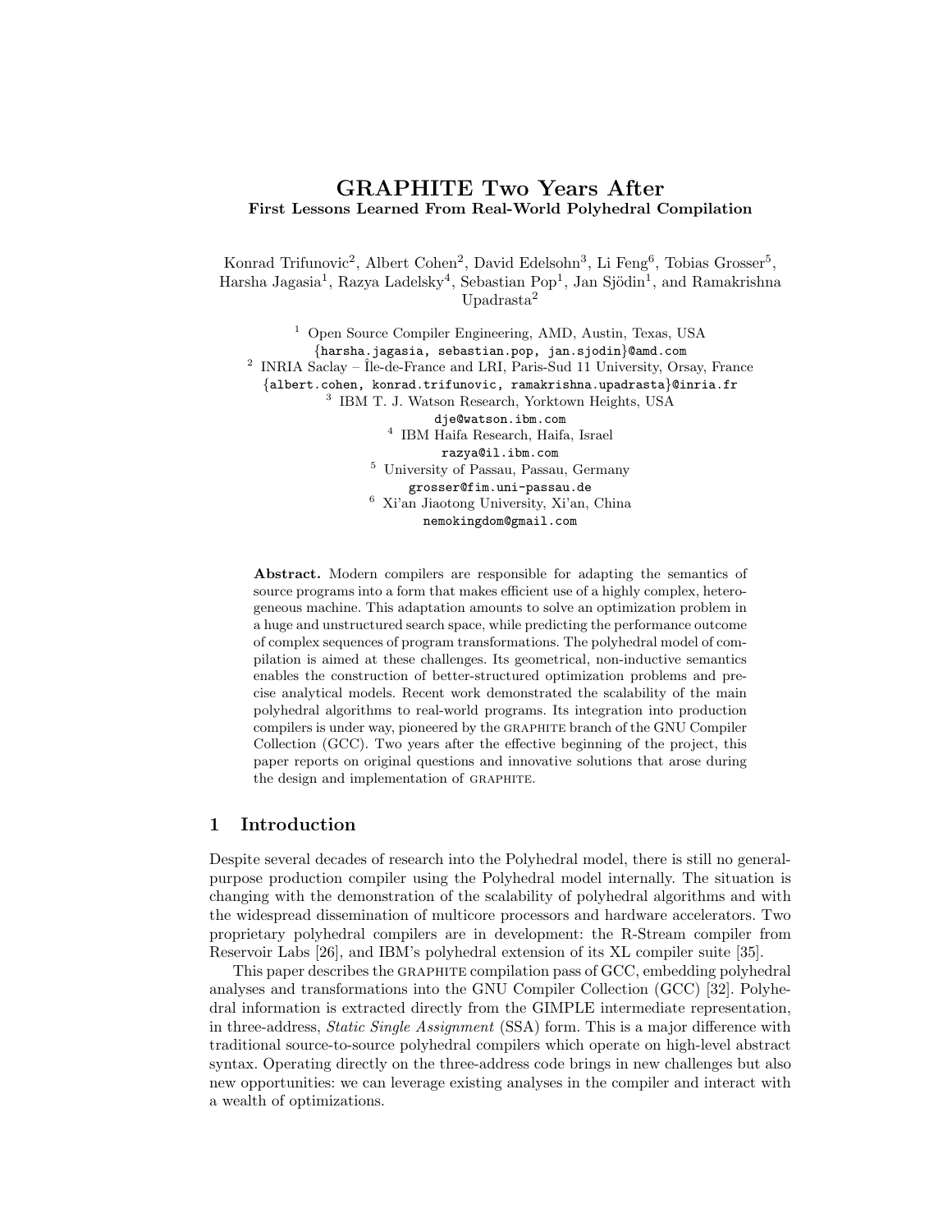# GRAPHITE Two Years After

**First Lessons Learned From Real-World Polyhedral Compilation**

Konrad Trifunovic[2], Albert Cohen[2], David Edelsohn[3], Li Feng[6], Tobias Grosser[5], Harsha Jagasia[1], Razya Ladelsky[4], Sebastian Pop[1], Jan Sjödin[1], and Ramakrishna Upadrasta[2]

[1] Open Source Compiler Engineering, AMD, Austin, Texas, USA
{harsha.jagasia, sebastian.pop, jan.sjodin}@amd.com

[2] INRIA Saclay – Île-de-France and LRI, Paris-Sud 11 University, Orsay, France
{albert.cohen, konrad.trifunovic, ramakrishna.upadrasta}@inria.fr

[3] IBM T. J. Watson Research, Yorktown Heights, USA
dje@watson.ibm.com

[4] IBM Haifa Research, Haifa, Israel
razya@il.ibm.com

[5] University of Passau, Passau, Germany
grosser@fim.uni-passau.de

[6] Xi'an Jiaotong University, Xi'an, China
nemokingdom@gmail.com

**Abstract.** Modern compilers are responsible for adapting the semantics of source programs into a form that makes efficient use of a highly complex, heterogeneous machine. This adaptation amounts to solve an optimization problem in a huge and unstructured search space, while predicting the performance outcome of complex sequences of program transformations. The polyhedral model of compilation is aimed at these challenges. Its geometrical, non-inductive semantics enables the construction of better-structured optimization problems and precise analytical models. Recent work demonstrated the scalability of the main polyhedral algorithms to real-world programs. Its integration into production compilers is under way, pioneered by the GRAPHITE branch of the GNU Compiler Collection (GCC). Two years after the effective beginning of the project, this paper reports on original questions and innovative solutions that arose during the design and implementation of GRAPHITE.

## 1 Introduction

Despite several decades of research into the Polyhedral model, there is still no general-purpose production compiler using the Polyhedral model internally. The situation is changing with the demonstration of the scalability of polyhedral algorithms and with the widespread dissemination of multicore processors and hardware accelerators. Two proprietary polyhedral compilers are in development: the R-Stream compiler from Reservoir Labs [26], and IBM's polyhedral extension of its XL compiler suite [35].

This paper describes the GRAPHITE compilation pass of GCC, embedding polyhedral analyses and transformations into the GNU Compiler Collection (GCC) [32]. Polyhedral information is extracted directly from the GIMPLE intermediate representation, in three-address, *Static Single Assignment* (SSA) form. This is a major difference with traditional source-to-source polyhedral compilers which operate on high-level abstract syntax. Operating directly on the three-address code brings in new challenges but also new opportunities: we can leverage existing analyses in the compiler and interact with a wealth of optimizations.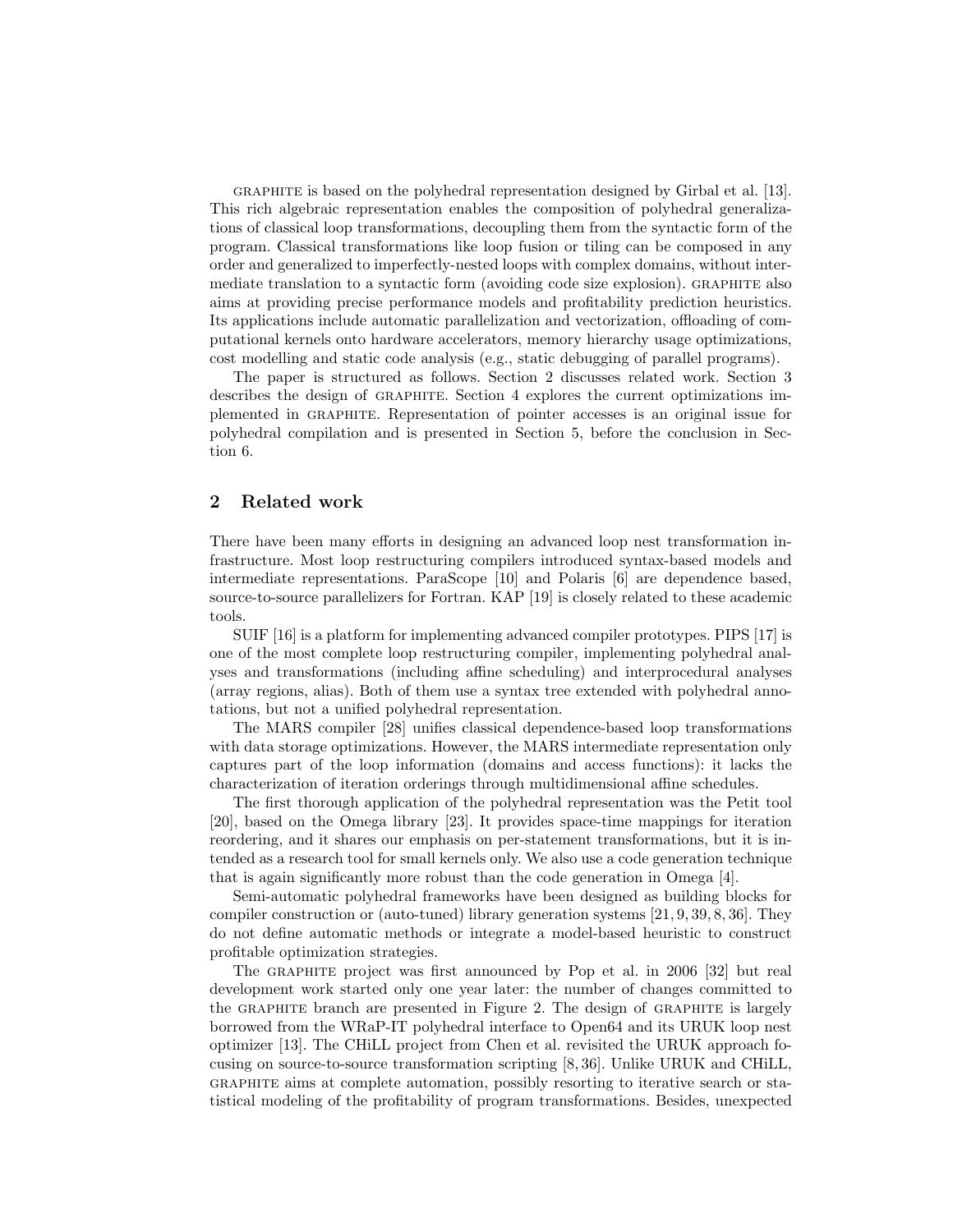GRAPHITE is based on the polyhedral representation designed by Girbal et al. [13]. This rich algebraic representation enables the composition of polyhedral generalizations of classical loop transformations, decoupling them from the syntactic form of the program. Classical transformations like loop fusion or tiling can be composed in any order and generalized to imperfectly-nested loops with complex domains, without intermediate translation to a syntactic form (avoiding code size explosion). GRAPHITE also aims at providing precise performance models and profitability prediction heuristics. Its applications include automatic parallelization and vectorization, offloading of computational kernels onto hardware accelerators, memory hierarchy usage optimizations, cost modelling and static code analysis (e.g., static debugging of parallel programs).

The paper is structured as follows. Section 2 discusses related work. Section 3 describes the design of GRAPHITE. Section 4 explores the current optimizations implemented in GRAPHITE. Representation of pointer accesses is an original issue for polyhedral compilation and is presented in Section 5, before the conclusion in Section 6.

## 2 Related work

There have been many efforts in designing an advanced loop nest transformation infrastructure. Most loop restructuring compilers introduced syntax-based models and intermediate representations. ParaScope [10] and Polaris [6] are dependence based, source-to-source parallelizers for Fortran. KAP [19] is closely related to these academic tools.

SUIF [16] is a platform for implementing advanced compiler prototypes. PIPS [17] is one of the most complete loop restructuring compiler, implementing polyhedral analyses and transformations (including affine scheduling) and interprocedural analyses (array regions, alias). Both of them use a syntax tree extended with polyhedral annotations, but not a unified polyhedral representation.

The MARS compiler [28] unifies classical dependence-based loop transformations with data storage optimizations. However, the MARS intermediate representation only captures part of the loop information (domains and access functions): it lacks the characterization of iteration orderings through multidimensional affine schedules.

The first thorough application of the polyhedral representation was the Petit tool [20], based on the Omega library [23]. It provides space-time mappings for iteration reordering, and it shares our emphasis on per-statement transformations, but it is intended as a research tool for small kernels only. We also use a code generation technique that is again significantly more robust than the code generation in Omega [4].

Semi-automatic polyhedral frameworks have been designed as building blocks for compiler construction or (auto-tuned) library generation systems [21, 9, 39, 8, 36]. They do not define automatic methods or integrate a model-based heuristic to construct profitable optimization strategies.

The GRAPHITE project was first announced by Pop et al. in 2006 [32] but real development work started only one year later: the number of changes committed to the GRAPHITE branch are presented in Figure 2. The design of GRAPHITE is largely borrowed from the WRaP-IT polyhedral interface to Open64 and its URUK loop nest optimizer [13]. The CHiLL project from Chen et al. revisited the URUK approach focusing on source-to-source transformation scripting [8, 36]. Unlike URUK and CHiLL, GRAPHITE aims at complete automation, possibly resorting to iterative search or statistical modeling of the profitability of program transformations. Besides, unexpected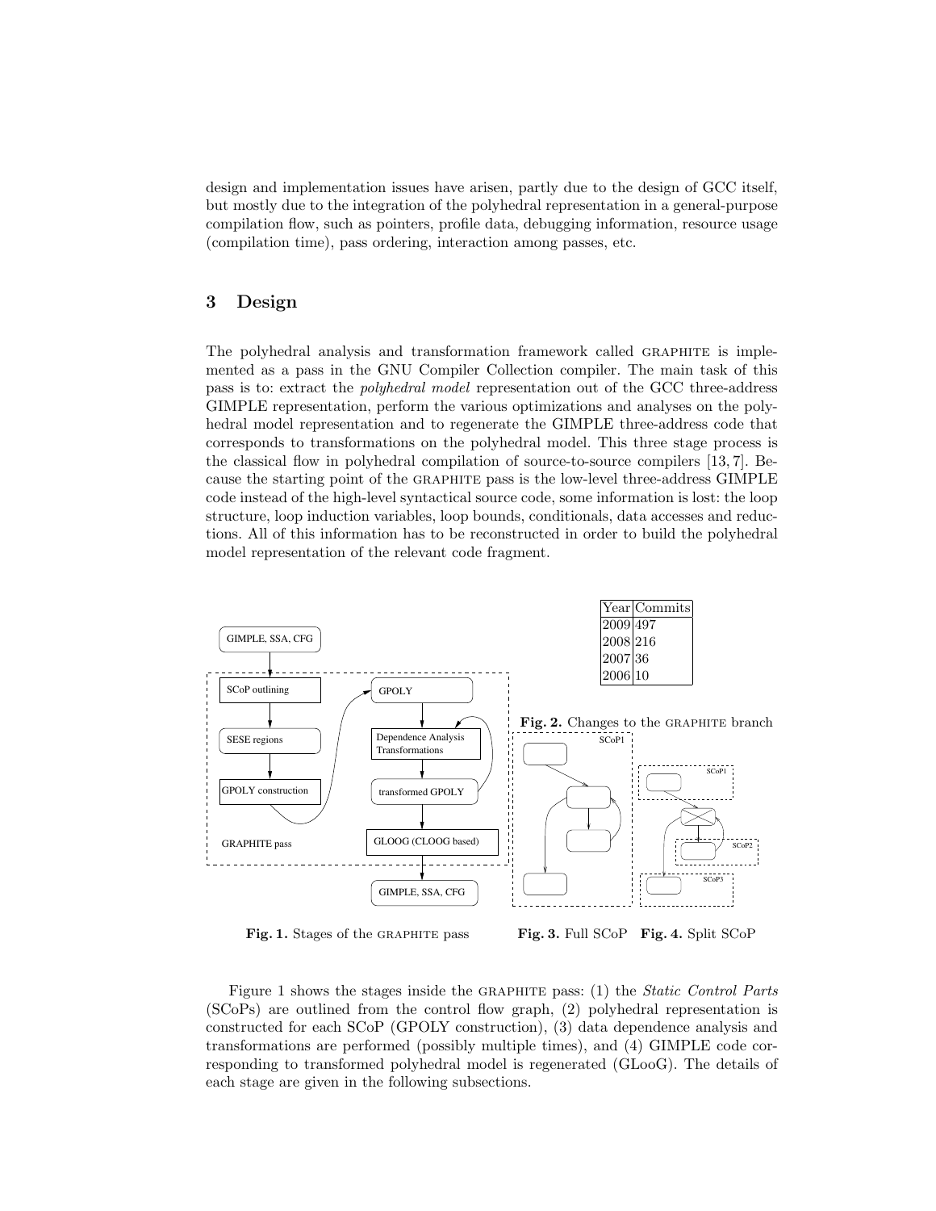design and implementation issues have arisen, partly due to the design of GCC itself, but mostly due to the integration of the polyhedral representation in a general-purpose compilation flow, such as pointers, profile data, debugging information, resource usage (compilation time), pass ordering, interaction among passes, etc.

## 3 Design

The polyhedral analysis and transformation framework called GRAPHITE is implemented as a pass in the GNU Compiler Collection compiler. The main task of this pass is to: extract the *polyhedral model* representation out of the GCC three-address GIMPLE representation, perform the various optimizations and analyses on the polyhedral model representation and to regenerate the GIMPLE three-address code that corresponds to transformations on the polyhedral model. This three stage process is the classical flow in polyhedral compilation of source-to-source compilers [13, 7]. Because the starting point of the GRAPHITE pass is the low-level three-address GIMPLE code instead of the high-level syntactical source code, some information is lost: the loop structure, loop induction variables, loop bounds, conditionals, data accesses and reductions. All of this information has to be reconstructed in order to build the polyhedral model representation of the relevant code fragment.

**Fig. 1.** Stages of the GRAPHITE pass

| Year | Commits |
|---|---|
| 2009 | 497 |
| 2008 | 216 |
| 2007 | 36 |
| 2006 | 10 |

**Fig. 2.** Changes to the GRAPHITE branch

**Fig. 3.** Full SCoP **Fig. 4.** Split SCoP

Figure 1 shows the stages inside the GRAPHITE pass: (1) the *Static Control Parts* (SCoPs) are outlined from the control flow graph, (2) polyhedral representation is constructed for each SCoP (GPOLY construction), (3) data dependence analysis and transformations are performed (possibly multiple times), and (4) GIMPLE code corresponding to transformed polyhedral model is regenerated (GLooG). The details of each stage are given in the following subsections.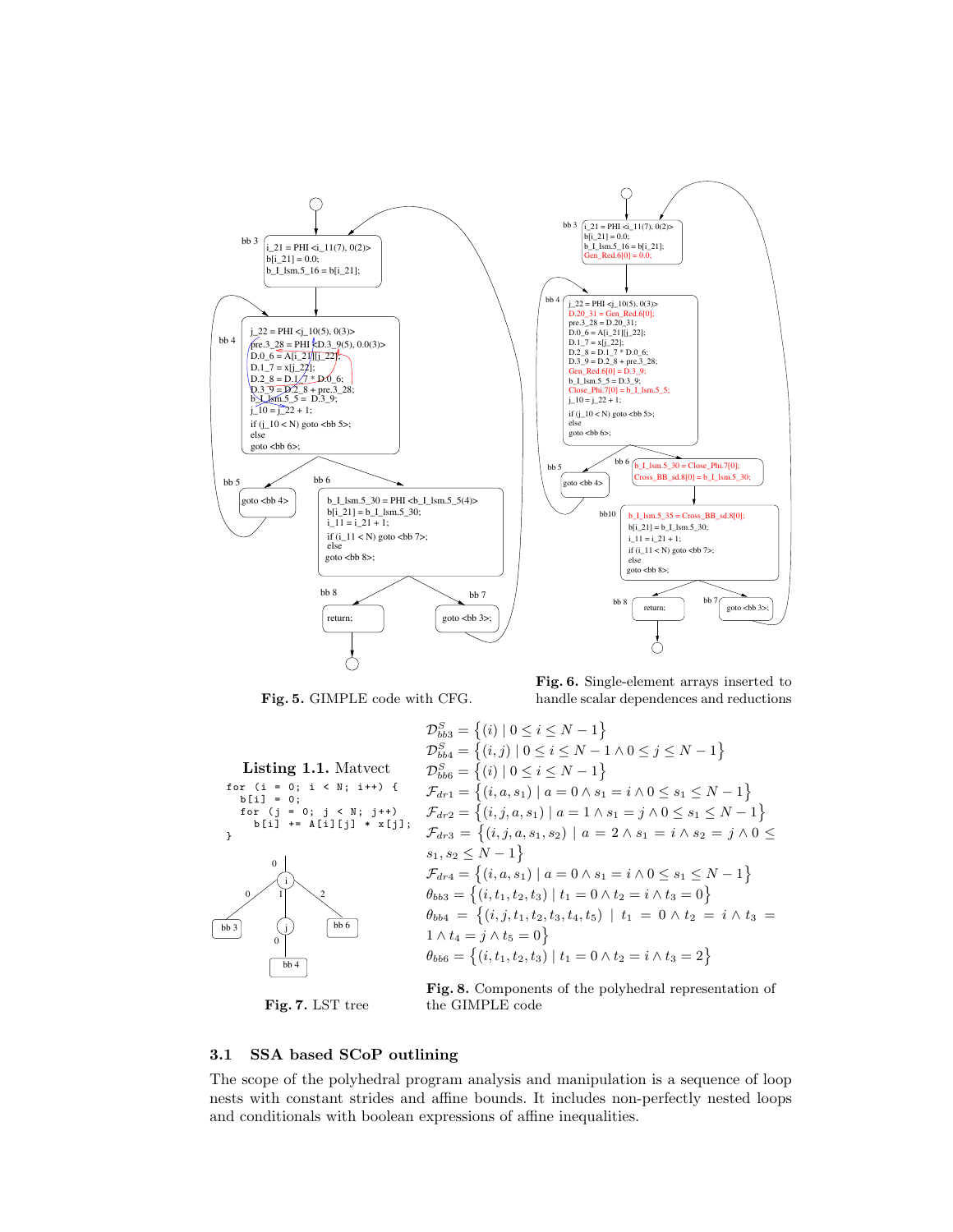```
bb 3
i_21 = PHI <i_11(7), 0(2)>
b[i_21] = 0.0;
b_I_lsm.5_16 = b[i_21];

bb 4
j_22 = PHI <j_10(5), 0(3)>
pre.3_28 = PHI <D.3_9(5), 0.0(3)>
D.0_6 = A[i_21][j_22];
D.1_7 = x[j_22];
D.2_8 = D.1_7 * D.0_6;
D.3_9 = D.2_8 + pre.3_28;
b_I_lsm.5_5 = D.3_9;
j_10 = j_22 + 1;
if (j_10 < N) goto <bb 5>;
else
goto <bb 6>;

bb 5
goto <bb 4>

bb 6
b_I_lsm.5_30 = PHI <b_I_lsm.5_5(4)>
b[i_21] = b_I_lsm.5_30;
i_11 = i_21 + 1;
if (i_11 < N) goto <bb 7>;
else
goto <bb 8>;

bb 8
return;

bb 7
goto <bb 3>;
```

**Fig. 5.** GIMPLE code with CFG.

```
bb 3
i_21 = PHI <i_11(7), 0(2)>
b[i_21] = 0.0;
b_I_lsm.5_16 = b[i_21];
Gen_Red.6[0] = 0.0;

bb 4
j_22 = PHI <j_10(5), 0(3)>
D.20_31 = Gen_Red.6[0];
pre.3_28 = D.20_31;
D.0_6 = A[i_21][j_22];
D.1_7 = x[j_22];
D.2_8 = D.1_7 * D.0_6;
D.3_9 = D.2_8 + pre.3_28;
Gen_Red.6[0] = D.3_9;
b_I_lsm.5_5 = D.3_9;
Close_Phi.7[0] = b_I_lsm.5_5;
j_10 = j_22 + 1;
if (j_10 < N) goto <bb 5>;
else
goto <bb 6>;

bb 5
goto <bb 4>

bb 6
b_I_lsm.5_30 = Close_Phi.7[0];
Cross_BB_sd.8[0] = b_I_lsm.5_30;

bb10
b_I_lsm.5_35 = Cross_BB_sd.8[0];
b[i_21] = b_I_lsm.5_30;
i_11 = i_21 + 1;
if (i_11 < N) goto <bb 7>;
else
goto <bb 8>;

bb 8
return;

bb 7
goto <bb 3>;
```

**Fig. 6.** Single-element arrays inserted to handle scalar dependences and reductions

**Listing 1.1.** Matvect

```
for (i = 0; i < N; i++) {
  b[i] = 0;
  for (j = 0; j < N; j++)
    b[i] += A[i][j] * x[j];
}
```

**Fig. 7.** LST tree

$$\mathcal{D}^S_{bb3} = \{(i) \mid 0 \le i \le N-1\}$$
$$\mathcal{D}^S_{bb4} = \{(i,j) \mid 0 \le i \le N-1 \wedge 0 \le j \le N-1\}$$
$$\mathcal{D}^S_{bb6} = \{(i) \mid 0 \le i \le N-1\}$$
$$\mathcal{F}_{dr1} = \{(i,a,s_1) \mid a = 0 \wedge s_1 = i \wedge 0 \le s_1 \le N-1\}$$
$$\mathcal{F}_{dr2} = \{(i,j,a,s_1) \mid a = 1 \wedge s_1 = j \wedge 0 \le s_1 \le N-1\}$$
$$\mathcal{F}_{dr3} = \{(i,j,a,s_1,s_2) \mid a = 2 \wedge s_1 = i \wedge s_2 = j \wedge 0 \le s_1, s_2 \le N-1\}$$
$$\mathcal{F}_{dr4} = \{(i,a,s_1) \mid a = 0 \wedge s_1 = i \wedge 0 \le s_1 \le N-1\}$$
$$\theta_{bb3} = \{(i,t_1,t_2,t_3) \mid t_1 = 0 \wedge t_2 = i \wedge t_3 = 0\}$$
$$\theta_{bb4} = \{(i,j,t_1,t_2,t_3,t_4,t_5) \mid t_1 = 0 \wedge t_2 = i \wedge t_3 = 1 \wedge t_4 = j \wedge t_5 = 0\}$$
$$\theta_{bb6} = \{(i,t_1,t_2,t_3) \mid t_1 = 0 \wedge t_2 = i \wedge t_3 = 2\}$$

**Fig. 8.** Components of the polyhedral representation of the GIMPLE code

### 3.1 SSA based SCoP outlining

The scope of the polyhedral program analysis and manipulation is a sequence of loop nests with constant strides and affine bounds. It includes non-perfectly nested loops and conditionals with boolean expressions of affine inequalities.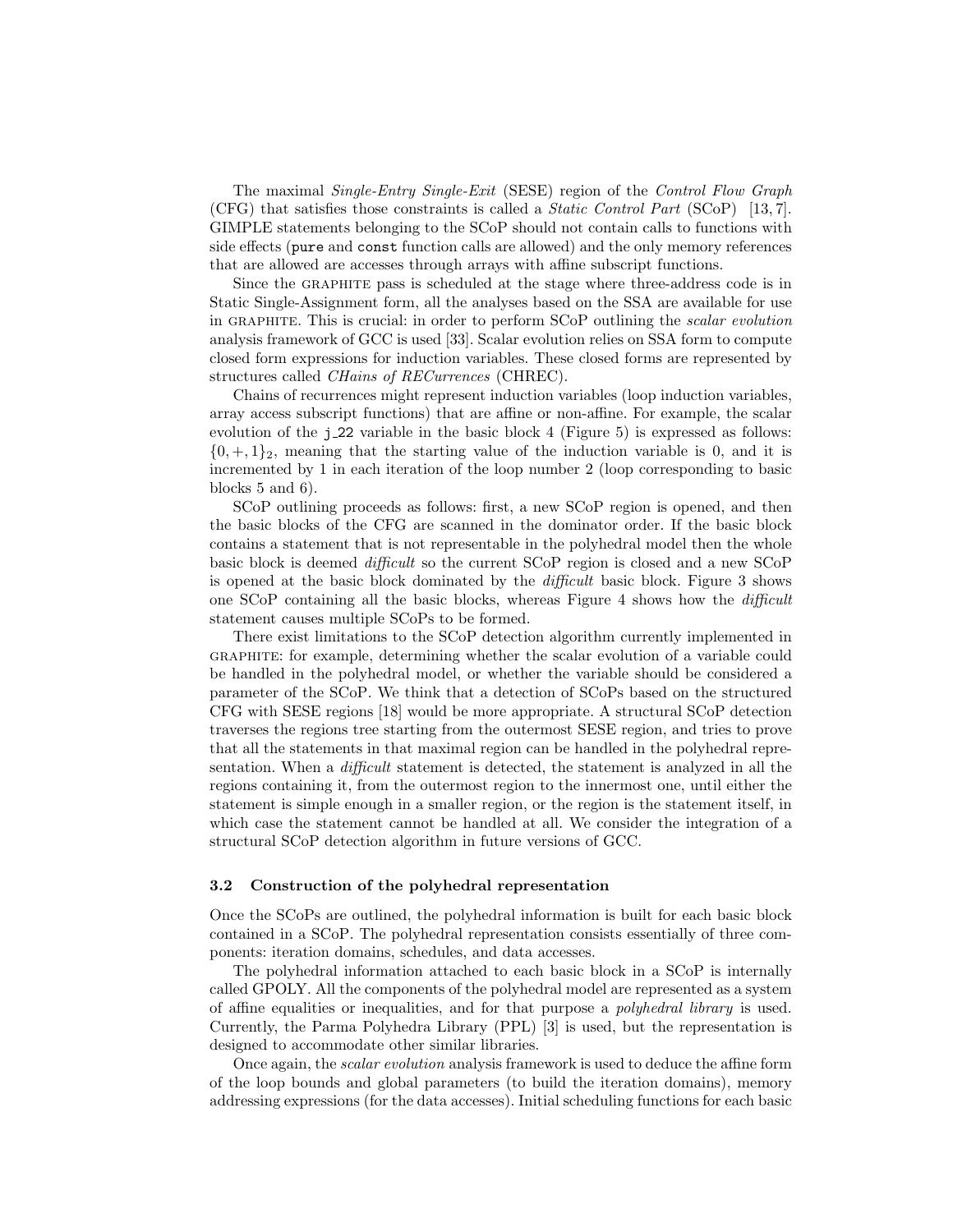The maximal *Single-Entry Single-Exit* (SESE) region of the *Control Flow Graph* (CFG) that satisfies those constraints is called a *Static Control Part* (SCoP) [13, 7]. GIMPLE statements belonging to the SCoP should not contain calls to functions with side effects (`pure` and `const` function calls are allowed) and the only memory references that are allowed are accesses through arrays with affine subscript functions.

Since the GRAPHITE pass is scheduled at the stage where three-address code is in Static Single-Assignment form, all the analyses based on the SSA are available for use in GRAPHITE. This is crucial: in order to perform SCoP outlining the *scalar evolution* analysis framework of GCC is used [33]. Scalar evolution relies on SSA form to compute closed form expressions for induction variables. These closed forms are represented by structures called *CHains of RECurrences* (CHREC).

Chains of recurrences might represent induction variables (loop induction variables, array access subscript functions) that are affine or non-affine. For example, the scalar evolution of the `j_22` variable in the basic block 4 (Figure 5) is expressed as follows: $\{0, +, 1\}_2$, meaning that the starting value of the induction variable is 0, and it is incremented by 1 in each iteration of the loop number 2 (loop corresponding to basic blocks 5 and 6).

SCoP outlining proceeds as follows: first, a new SCoP region is opened, and then the basic blocks of the CFG are scanned in the dominator order. If the basic block contains a statement that is not representable in the polyhedral model then the whole basic block is deemed *difficult* so the current SCoP region is closed and a new SCoP is opened at the basic block dominated by the *difficult* basic block. Figure 3 shows one SCoP containing all the basic blocks, whereas Figure 4 shows how the *difficult* statement causes multiple SCoPs to be formed.

There exist limitations to the SCoP detection algorithm currently implemented in GRAPHITE: for example, determining whether the scalar evolution of a variable could be handled in the polyhedral model, or whether the variable should be considered a parameter of the SCoP. We think that a detection of SCoPs based on the structured CFG with SESE regions [18] would be more appropriate. A structural SCoP detection traverses the regions tree starting from the outermost SESE region, and tries to prove that all the statements in that maximal region can be handled in the polyhedral representation. When a *difficult* statement is detected, the statement is analyzed in all the regions containing it, from the outermost region to the innermost one, until either the statement is simple enough in a smaller region, or the region is the statement itself, in which case the statement cannot be handled at all. We consider the integration of a structural SCoP detection algorithm in future versions of GCC.

### 3.2 Construction of the polyhedral representation

Once the SCoPs are outlined, the polyhedral information is built for each basic block contained in a SCoP. The polyhedral representation consists essentially of three components: iteration domains, schedules, and data accesses.

The polyhedral information attached to each basic block in a SCoP is internally called GPOLY. All the components of the polyhedral model are represented as a system of affine equalities or inequalities, and for that purpose a *polyhedral library* is used. Currently, the Parma Polyhedra Library (PPL) [3] is used, but the representation is designed to accommodate other similar libraries.

Once again, the *scalar evolution* analysis framework is used to deduce the affine form of the loop bounds and global parameters (to build the iteration domains), memory addressing expressions (for the data accesses). Initial scheduling functions for each basic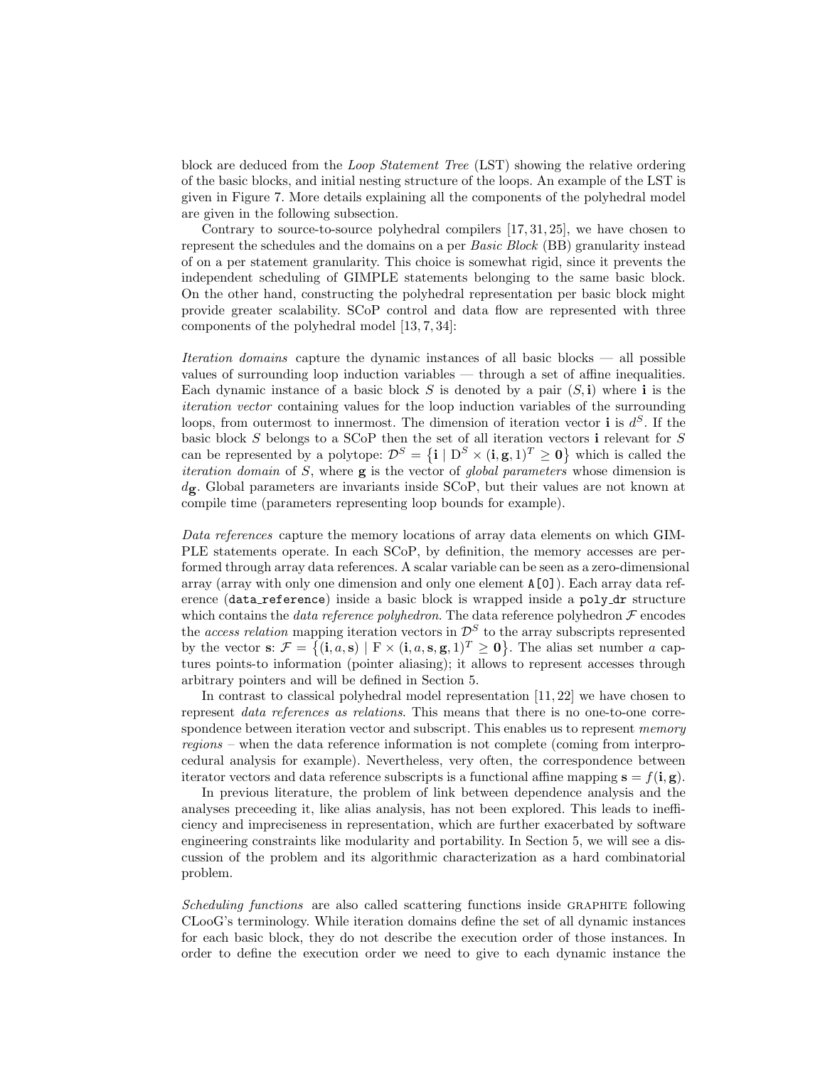block are deduced from the *Loop Statement Tree* (LST) showing the relative ordering of the basic blocks, and initial nesting structure of the loops. An example of the LST is given in Figure 7. More details explaining all the components of the polyhedral model are given in the following subsection.

Contrary to source-to-source polyhedral compilers [17, 31, 25], we have chosen to represent the schedules and the domains on a per *Basic Block* (BB) granularity instead of on a per statement granularity. This choice is somewhat rigid, since it prevents the independent scheduling of GIMPLE statements belonging to the same basic block. On the other hand, constructing the polyhedral representation per basic block might provide greater scalability. SCoP control and data flow are represented with three components of the polyhedral model [13, 7, 34]:

*Iteration domains* capture the dynamic instances of all basic blocks — all possible values of surrounding loop induction variables — through a set of affine inequalities. Each dynamic instance of a basic block $S$ is denoted by a pair $(S, \mathbf{i})$ where $\mathbf{i}$ is the *iteration vector* containing values for the loop induction variables of the surrounding loops, from outermost to innermost. The dimension of iteration vector $\mathbf{i}$ is $d^S$. If the basic block $S$ belongs to a SCoP then the set of all iteration vectors $\mathbf{i}$ relevant for $S$ can be represented by a polytope: $\mathcal{D}^S = \left\{\mathbf{i} \mid \mathrm{D}^S \times (\mathbf{i}, \mathbf{g}, 1)^T \geq \mathbf{0}\right\}$ which is called the *iteration domain* of $S$, where $\mathbf{g}$ is the vector of *global parameters* whose dimension is $d_{\mathbf{g}}$. Global parameters are invariants inside SCoP, but their values are not known at compile time (parameters representing loop bounds for example).

*Data references* capture the memory locations of array data elements on which GIMPLE statements operate. In each SCoP, by definition, the memory accesses are performed through array data references. A scalar variable can be seen as a zero-dimensional array (array with only one dimension and only one element `A[0]`). Each array data reference (`data_reference`) inside a basic block is wrapped inside a `poly_dr` structure which contains the *data reference polyhedron*. The data reference polyhedron $\mathcal{F}$ encodes the *access relation* mapping iteration vectors in $\mathcal{D}^S$ to the array subscripts represented by the vector $\mathbf{s}$: $\mathcal{F} = \left\{(\mathbf{i}, a, \mathbf{s}) \mid \mathrm{F} \times (\mathbf{i}, a, \mathbf{s}, \mathbf{g}, 1)^T \geq \mathbf{0}\right\}$. The alias set number $a$ captures points-to information (pointer aliasing); it allows to represent accesses through arbitrary pointers and will be defined in Section 5.

In contrast to classical polyhedral model representation [11, 22] we have chosen to represent *data references as relations*. This means that there is no one-to-one correspondence between iteration vector and subscript. This enables us to represent *memory regions* – when the data reference information is not complete (coming from interprocedural analysis for example). Nevertheless, very often, the correspondence between iterator vectors and data reference subscripts is a functional affine mapping $\mathbf{s} = f(\mathbf{i}, \mathbf{g})$.

In previous literature, the problem of link between dependence analysis and the analyses preceeding it, like alias analysis, has not been explored. This leads to inefficiency and impreciseness in representation, which are further exacerbated by software engineering constraints like modularity and portability. In Section 5, we will see a discussion of the problem and its algorithmic characterization as a hard combinatorial problem.

*Scheduling functions* are also called scattering functions inside GRAPHITE following CLooG's terminology. While iteration domains define the set of all dynamic instances for each basic block, they do not describe the execution order of those instances. In order to define the execution order we need to give to each dynamic instance the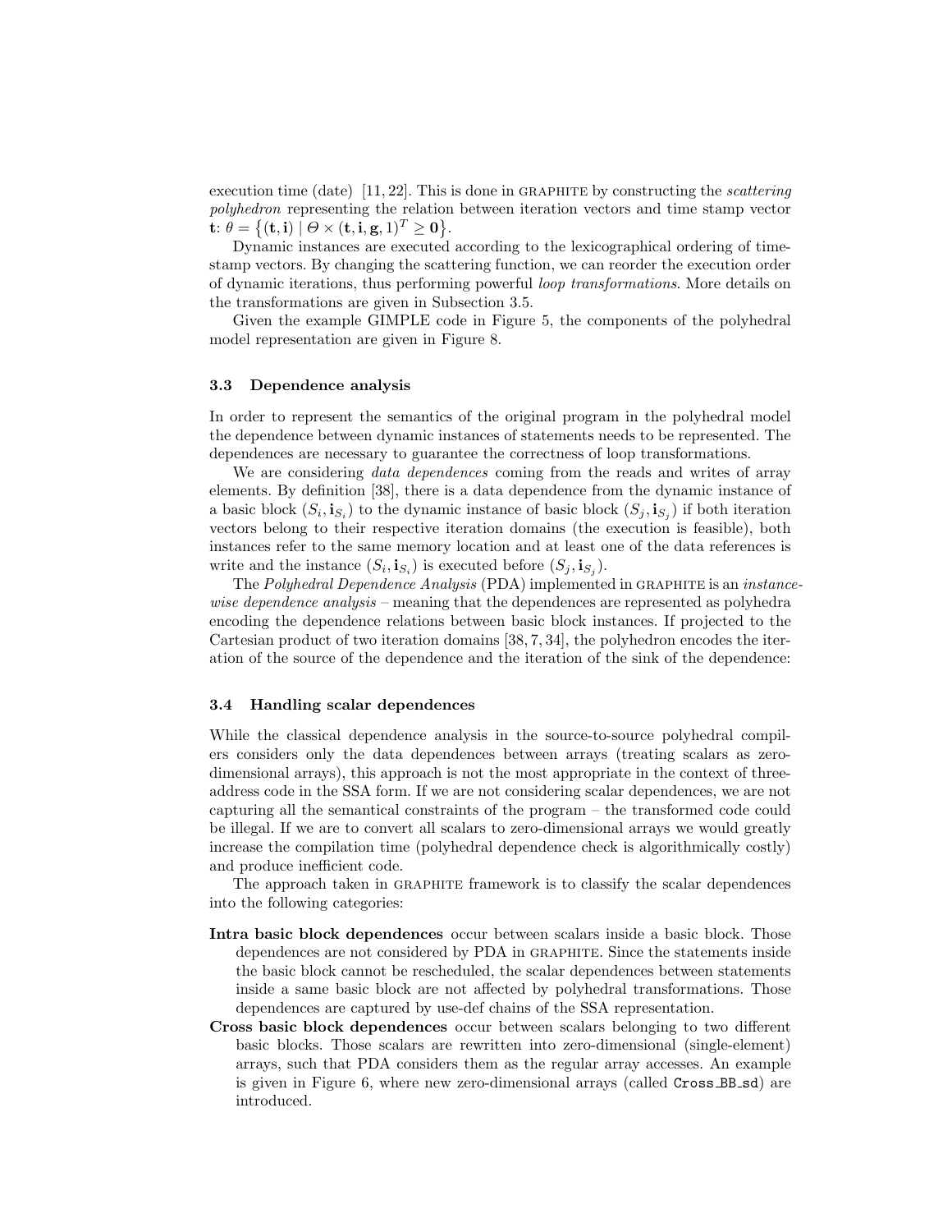execution time (date) [11, 22]. This is done in GRAPHITE by constructing the *scattering polyhedron* representing the relation between iteration vectors and time stamp vector $\mathbf{t}$: $\theta = \{(\mathbf{t}, \mathbf{i}) \mid \Theta \times (\mathbf{t}, \mathbf{i}, \mathbf{g}, 1)^T \geq \mathbf{0}\}$.

Dynamic instances are executed according to the lexicographical ordering of time-stamp vectors. By changing the scattering function, we can reorder the execution order of dynamic iterations, thus performing powerful *loop transformations*. More details on the transformations are given in Subsection 3.5.

Given the example GIMPLE code in Figure 5, the components of the polyhedral model representation are given in Figure 8.

### 3.3 Dependence analysis

In order to represent the semantics of the original program in the polyhedral model the dependence between dynamic instances of statements needs to be represented. The dependences are necessary to guarantee the correctness of loop transformations.

We are considering *data dependences* coming from the reads and writes of array elements. By definition [38], there is a data dependence from the dynamic instance of a basic block $(S_i, \mathbf{i}_{S_i})$ to the dynamic instance of basic block $(S_j, \mathbf{i}_{S_j})$ if both iteration vectors belong to their respective iteration domains (the execution is feasible), both instances refer to the same memory location and at least one of the data references is write and the instance $(S_i, \mathbf{i}_{S_i})$ is executed before $(S_j, \mathbf{i}_{S_j})$.

The *Polyhedral Dependence Analysis* (PDA) implemented in GRAPHITE is an *instance-wise dependence analysis* – meaning that the dependences are represented as polyhedra encoding the dependence relations between basic block instances. If projected to the Cartesian product of two iteration domains [38, 7, 34], the polyhedron encodes the iteration of the source of the dependence and the iteration of the sink of the dependence:

### 3.4 Handling scalar dependences

While the classical dependence analysis in the source-to-source polyhedral compilers considers only the data dependences between arrays (treating scalars as zero-dimensional arrays), this approach is not the most appropriate in the context of three-address code in the SSA form. If we are not considering scalar dependences, we are not capturing all the semantical constraints of the program – the transformed code could be illegal. If we are to convert all scalars to zero-dimensional arrays we would greatly increase the compilation time (polyhedral dependence check is algorithmically costly) and produce inefficient code.

The approach taken in GRAPHITE framework is to classify the scalar dependences into the following categories:

**Intra basic block dependences** occur between scalars inside a basic block. Those dependences are not considered by PDA in GRAPHITE. Since the statements inside the basic block cannot be rescheduled, the scalar dependences between statements inside a same basic block are not affected by polyhedral transformations. Those dependences are captured by use-def chains of the SSA representation.

**Cross basic block dependences** occur between scalars belonging to two different basic blocks. Those scalars are rewritten into zero-dimensional (single-element) arrays, such that PDA considers them as the regular array accesses. An example is given in Figure 6, where new zero-dimensional arrays (called `Cross_BB_sd`) are introduced.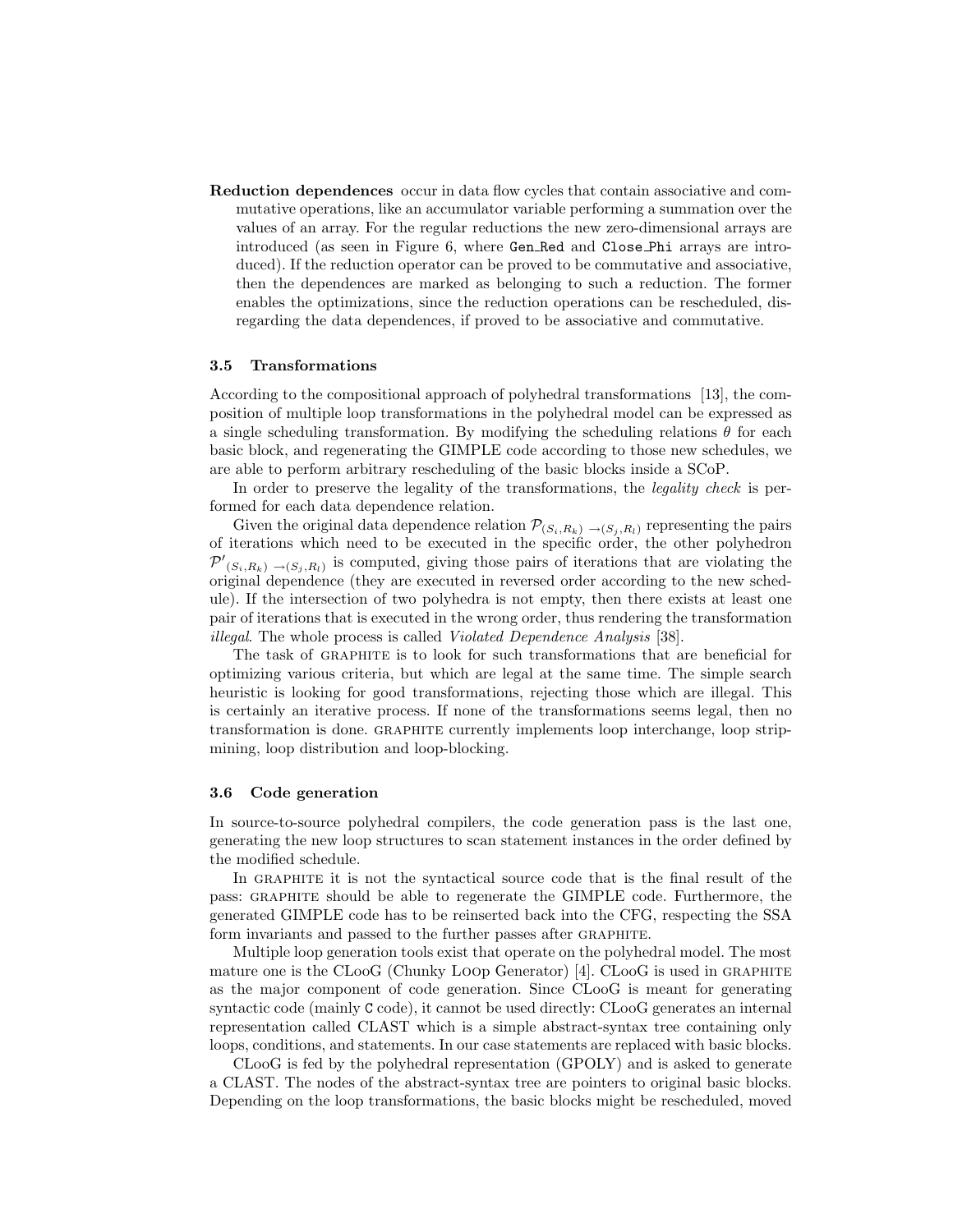**Reduction dependences** occur in data flow cycles that contain associative and commutative operations, like an accumulator variable performing a summation over the values of an array. For the regular reductions the new zero-dimensional arrays are introduced (as seen in Figure 6, where `Gen_Red` and `Close_Phi` arrays are introduced). If the reduction operator can be proved to be commutative and associative, then the dependences are marked as belonging to such a reduction. The former enables the optimizations, since the reduction operations can be rescheduled, disregarding the data dependences, if proved to be associative and commutative.

### 3.5 Transformations

According to the compositional approach of polyhedral transformations [13], the composition of multiple loop transformations in the polyhedral model can be expressed as a single scheduling transformation. By modifying the scheduling relations $\theta$ for each basic block, and regenerating the GIMPLE code according to those new schedules, we are able to perform arbitrary rescheduling of the basic blocks inside a SCoP.

In order to preserve the legality of the transformations, the *legality check* is performed for each data dependence relation.

Given the original data dependence relation $\mathcal{P}_{(S_i,R_k)\to(S_j,R_l)}$ representing the pairs of iterations which need to be executed in the specific order, the other polyhedron $\mathcal{P'}_{(S_i,R_k)\to(S_j,R_l)}$ is computed, giving those pairs of iterations that are violating the original dependence (they are executed in reversed order according to the new schedule). If the intersection of two polyhedra is not empty, then there exists at least one pair of iterations that is executed in the wrong order, thus rendering the transformation *illegal*. The whole process is called *Violated Dependence Analysis* [38].

The task of GRAPHITE is to look for such transformations that are beneficial for optimizing various criteria, but which are legal at the same time. The simple search heuristic is looking for good transformations, rejecting those which are illegal. This is certainly an iterative process. If none of the transformations seems legal, then no transformation is done. GRAPHITE currently implements loop interchange, loop strip-mining, loop distribution and loop-blocking.

### 3.6 Code generation

In source-to-source polyhedral compilers, the code generation pass is the last one, generating the new loop structures to scan statement instances in the order defined by the modified schedule.

In GRAPHITE it is not the syntactical source code that is the final result of the pass: GRAPHITE should be able to regenerate the GIMPLE code. Furthermore, the generated GIMPLE code has to be reinserted back into the CFG, respecting the SSA form invariants and passed to the further passes after GRAPHITE.

Multiple loop generation tools exist that operate on the polyhedral model. The most mature one is the CLooG (Chunky LOOP Generator) [4]. CLooG is used in GRAPHITE as the major component of code generation. Since CLooG is meant for generating syntactic code (mainly `C` code), it cannot be used directly: CLooG generates an internal representation called CLAST which is a simple abstract-syntax tree containing only loops, conditions, and statements. In our case statements are replaced with basic blocks.

CLooG is fed by the polyhedral representation (GPOLY) and is asked to generate a CLAST. The nodes of the abstract-syntax tree are pointers to original basic blocks. Depending on the loop transformations, the basic blocks might be rescheduled, moved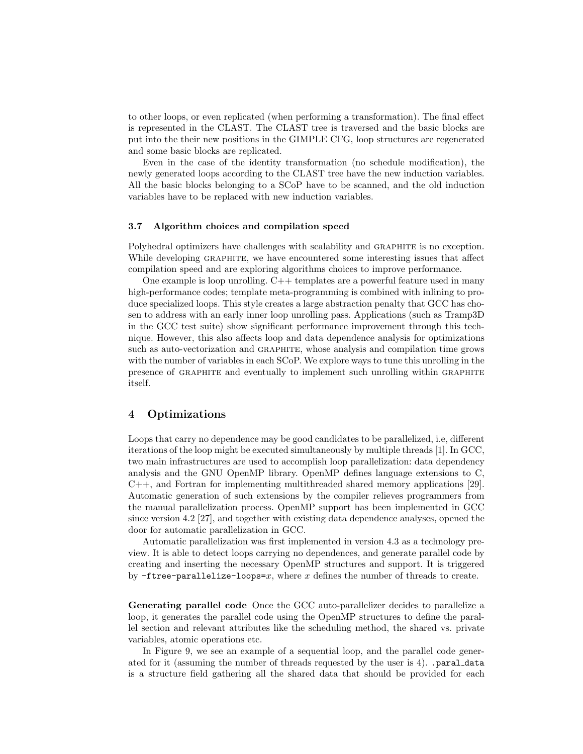to other loops, or even replicated (when performing a transformation). The final effect is represented in the CLAST. The CLAST tree is traversed and the basic blocks are put into the their new positions in the GIMPLE CFG, loop structures are regenerated and some basic blocks are replicated.

Even in the case of the identity transformation (no schedule modification), the newly generated loops according to the CLAST tree have the new induction variables. All the basic blocks belonging to a SCoP have to be scanned, and the old induction variables have to be replaced with new induction variables.

### 3.7 Algorithm choices and compilation speed

Polyhedral optimizers have challenges with scalability and GRAPHITE is no exception. While developing GRAPHITE, we have encountered some interesting issues that affect compilation speed and are exploring algorithms choices to improve performance.

One example is loop unrolling. C++ templates are a powerful feature used in many high-performance codes; template meta-programming is combined with inlining to produce specialized loops. This style creates a large abstraction penalty that GCC has chosen to address with an early inner loop unrolling pass. Applications (such as Tramp3D in the GCC test suite) show significant performance improvement through this technique. However, this also affects loop and data dependence analysis for optimizations such as auto-vectorization and GRAPHITE, whose analysis and compilation time grows with the number of variables in each SCoP. We explore ways to tune this unrolling in the presence of GRAPHITE and eventually to implement such unrolling within GRAPHITE itself.

## 4 Optimizations

Loops that carry no dependence may be good candidates to be parallelized, i.e, different iterations of the loop might be executed simultaneously by multiple threads [1]. In GCC, two main infrastructures are used to accomplish loop parallelization: data dependency analysis and the GNU OpenMP library. OpenMP defines language extensions to C, C++, and Fortran for implementing multithreaded shared memory applications [29]. Automatic generation of such extensions by the compiler relieves programmers from the manual parallelization process. OpenMP support has been implemented in GCC since version 4.2 [27], and together with existing data dependence analyses, opened the door for automatic parallelization in GCC.

Automatic parallelization was first implemented in version 4.3 as a technology preview. It is able to detect loops carrying no dependences, and generate parallel code by creating and inserting the necessary OpenMP structures and support. It is triggered by `-ftree-parallelize-loops=`$x$, where $x$ defines the number of threads to create.

**Generating parallel code** Once the GCC auto-parallelizer decides to parallelize a loop, it generates the parallel code using the OpenMP structures to define the parallel section and relevant attributes like the scheduling method, the shared vs. private variables, atomic operations etc.

In Figure 9, we see an example of a sequential loop, and the parallel code generated for it (assuming the number of threads requested by the user is 4). `.paral_data` is a structure field gathering all the shared data that should be provided for each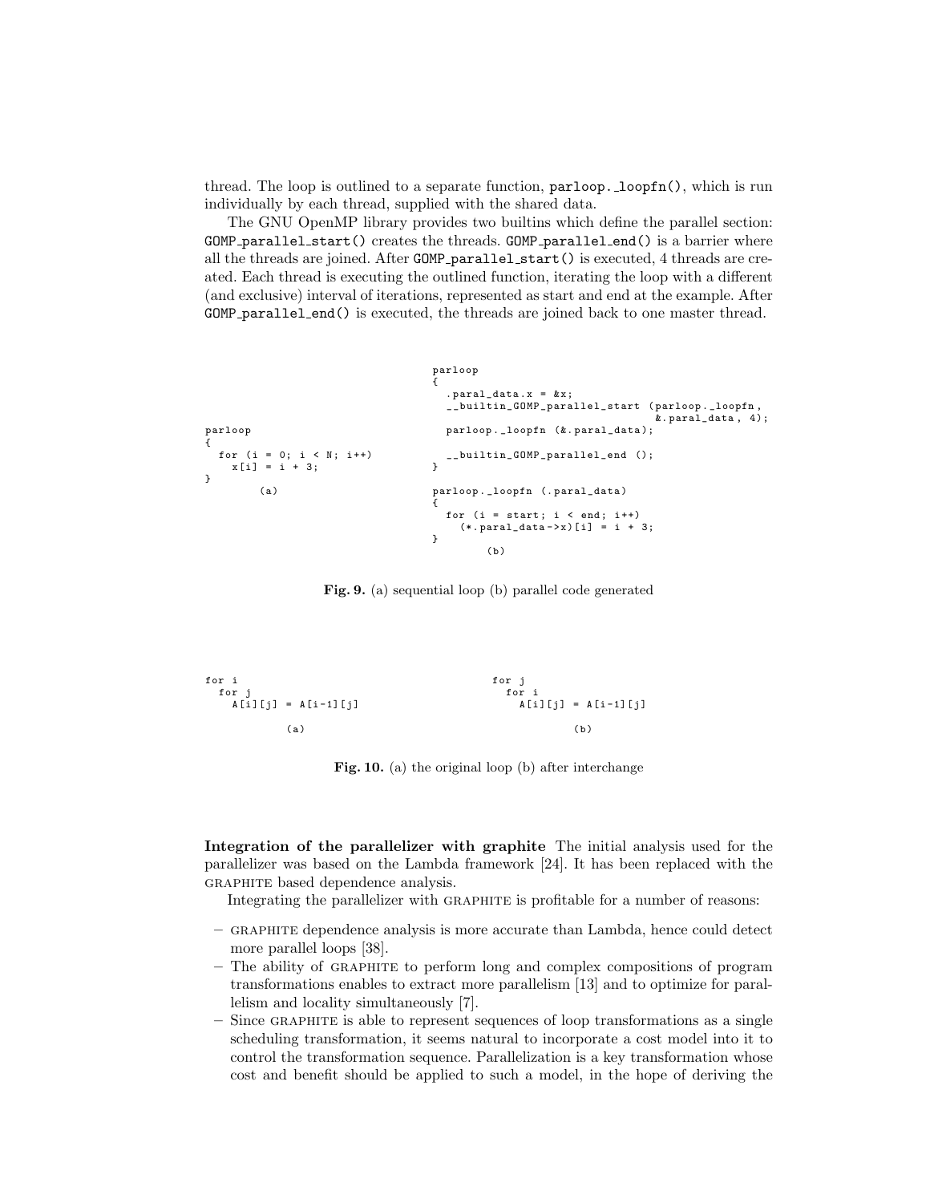thread. The loop is outlined to a separate function, `parloop._loopfn()`, which is run individually by each thread, supplied with the shared data.

The GNU OpenMP library provides two builtins which define the parallel section: `GOMP_parallel_start()` creates the threads. `GOMP_parallel_end()` is a barrier where all the threads are joined. After `GOMP_parallel_start()` is executed, 4 threads are created. Each thread is executing the outlined function, iterating the loop with a different (and exclusive) interval of iterations, represented as start and end at the example. After `GOMP_parallel_end()` is executed, the threads are joined back to one master thread.

```
parloop
{
  for (i = 0; i < N; i++)
    x[i] = i + 3;
}
        (a)
```

```
parloop
{
  .paral_data.x = &x;
  __builtin_GOMP_parallel_start (parloop._loopfn,
                                  &.paral_data, 4);
  parloop._loopfn (&.paral_data);

  __builtin_GOMP_parallel_end ();
}

parloop._loopfn (.paral_data)
{
  for (i = start; i < end; i++)
    (*.paral_data->x)[i] = i + 3;
}
        (b)
```

**Fig. 9.** (a) sequential loop (b) parallel code generated

```
for i
  for j
    A[i][j] = A[i-1][j]

          (a)
```

```
for j
  for i
    A[i][j] = A[i-1][j]

          (b)
```

**Fig. 10.** (a) the original loop (b) after interchange

**Integration of the parallelizer with graphite** The initial analysis used for the parallelizer was based on the Lambda framework [24]. It has been replaced with the GRAPHITE based dependence analysis.

Integrating the parallelizer with GRAPHITE is profitable for a number of reasons:

- GRAPHITE dependence analysis is more accurate than Lambda, hence could detect more parallel loops [38].
- The ability of GRAPHITE to perform long and complex compositions of program transformations enables to extract more parallelism [13] and to optimize for parallelism and locality simultaneously [7].
- Since GRAPHITE is able to represent sequences of loop transformations as a single scheduling transformation, it seems natural to incorporate a cost model into it to control the transformation sequence. Parallelization is a key transformation whose cost and benefit should be applied to such a model, in the hope of deriving the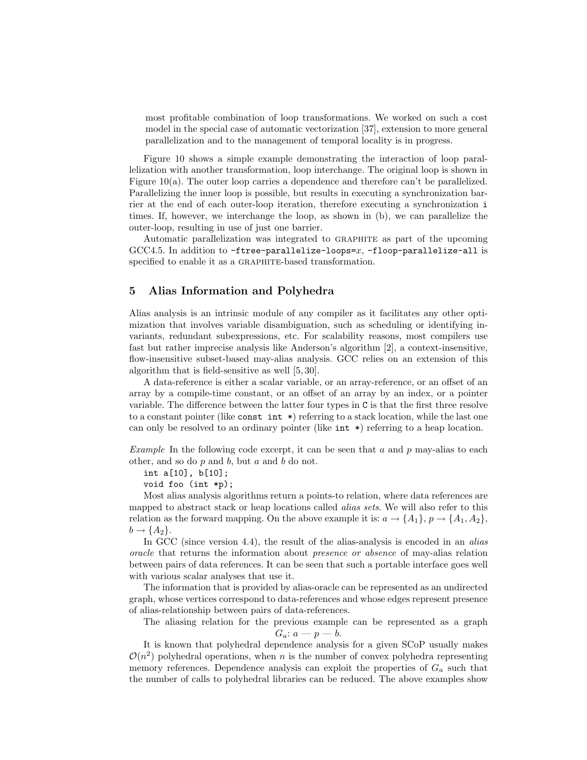most profitable combination of loop transformations. We worked on such a cost model in the special case of automatic vectorization [37], extension to more general parallelization and to the management of temporal locality is in progress.

Figure 10 shows a simple example demonstrating the interaction of loop parallelization with another transformation, loop interchange. The original loop is shown in Figure 10(a). The outer loop carries a dependence and therefore can't be parallelized. Parallelizing the inner loop is possible, but results in executing a synchronization barrier at the end of each outer-loop iteration, therefore executing a synchronization `i` times. If, however, we interchange the loop, as shown in (b), we can parallelize the outer-loop, resulting in use of just one barrier.

Automatic parallelization was integrated to GRAPHITE as part of the upcoming GCC4.5. In addition to `-ftree-parallelize-loops=`$x$, `-floop-parallelize-all` is specified to enable it as a GRAPHITE-based transformation.

## 5 Alias Information and Polyhedra

Alias analysis is an intrinsic module of any compiler as it facilitates any other optimization that involves variable disambiguation, such as scheduling or identifying invariants, redundant subexpressions, etc. For scalability reasons, most compilers use fast but rather imprecise analysis like Anderson's algorithm [2], a context-insensitive, flow-insensitive subset-based may-alias analysis. GCC relies on an extension of this algorithm that is field-sensitive as well [5, 30].

A data-reference is either a scalar variable, or an array-reference, or an offset of an array by a compile-time constant, or an offset of an array by an index, or a pointer variable. The difference between the latter four types in `C` is that the first three resolve to a constant pointer (like `const int *`) referring to a stack location, while the last one can only be resolved to an ordinary pointer (like `int *`) referring to a heap location.

*Example* In the following code excerpt, it can be seen that $a$ and $p$ may-alias to each other, and so do $p$ and $b$, but $a$ and $b$ do not.

```
int a[10], b[10];
void foo (int *p);
```

Most alias analysis algorithms return a points-to relation, where data references are mapped to abstract stack or heap locations called *alias sets*. We will also refer to this relation as the forward mapping. On the above example it is: $a \to \{A_1\}$, $p \to \{A_1, A_2\}$, $b \to \{A_2\}$.

In GCC (since version 4.4), the result of the alias-analysis is encoded in an *alias oracle* that returns the information about *presence or absence* of may-alias relation between pairs of data references. It can be seen that such a portable interface goes well with various scalar analyses that use it.

The information that is provided by alias-oracle can be represented as an undirected graph, whose vertices correspond to data-references and whose edges represent presence of alias-relationship between pairs of data-references.

The aliasing relation for the previous example can be represented as a graph

$$G_a\text{: } a — p — b.$$

It is known that polyhedral dependence analysis for a given SCoP usually makes $\mathcal{O}(n^2)$ polyhedral operations, when $n$ is the number of convex polyhedra representing memory references. Dependence analysis can exploit the properties of $G_a$ such that the number of calls to polyhedral libraries can be reduced. The above examples show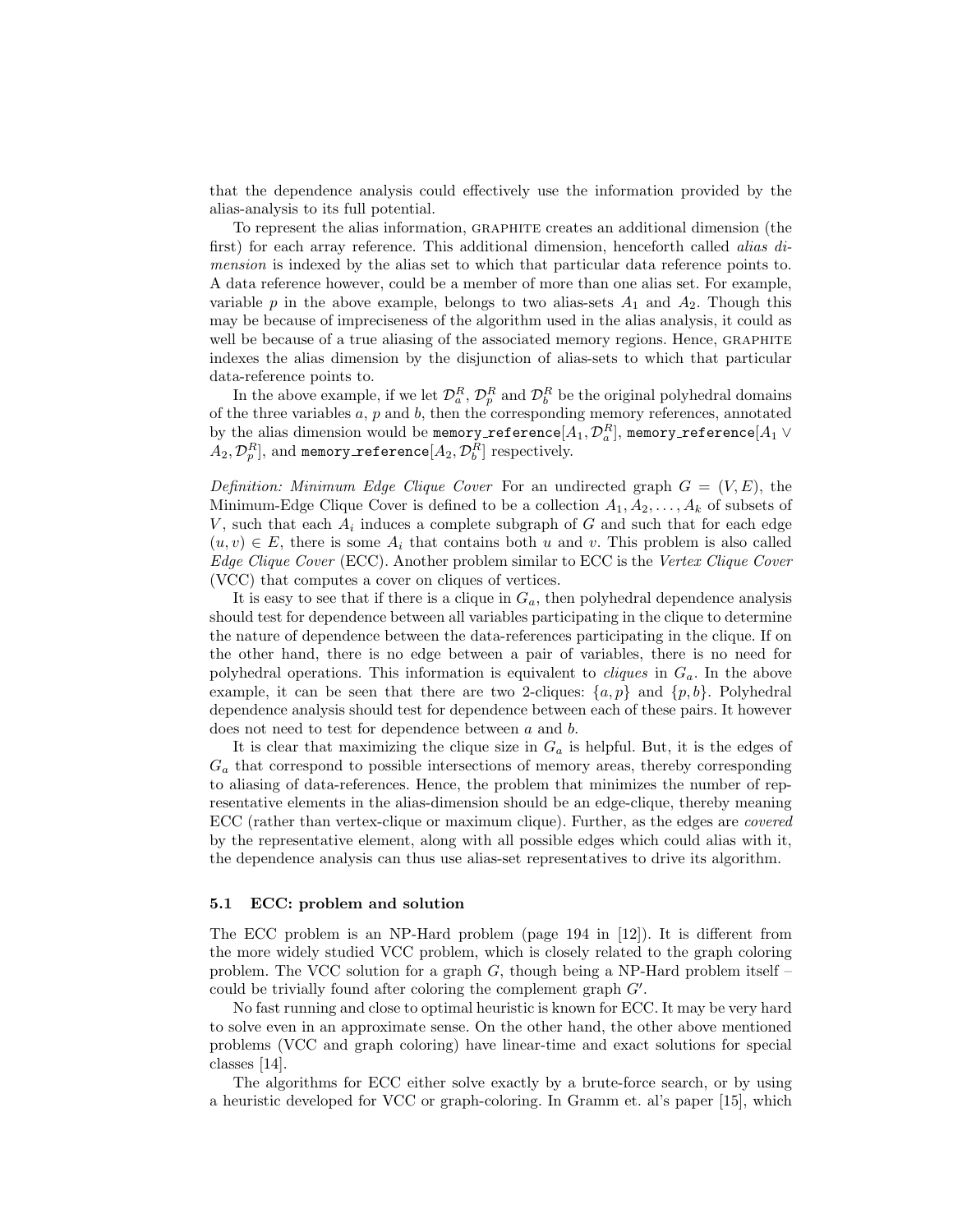that the dependence analysis could effectively use the information provided by the alias-analysis to its full potential.

To represent the alias information, GRAPHITE creates an additional dimension (the first) for each array reference. This additional dimension, henceforth called *alias dimension* is indexed by the alias set to which that particular data reference points to. A data reference however, could be a member of more than one alias set. For example, variable $p$ in the above example, belongs to two alias-sets $A_1$ and $A_2$. Though this may be because of impreciseness of the algorithm used in the alias analysis, it could as well be because of a true aliasing of the associated memory regions. Hence, GRAPHITE indexes the alias dimension by the disjunction of alias-sets to which that particular data-reference points to.

In the above example, if we let $\mathcal{D}_a^R$, $\mathcal{D}_p^R$ and $\mathcal{D}_b^R$ be the original polyhedral domains of the three variables $a$, $p$ and $b$, then the corresponding memory references, annotated by the alias dimension would be `memory_reference`$[A_1, \mathcal{D}_a^R]$, `memory_reference`$[A_1 \vee A_2, \mathcal{D}_p^R]$, and `memory_reference`$[A_2, \mathcal{D}_b^R]$ respectively.

*Definition: Minimum Edge Clique Cover* For an undirected graph $G = (V, E)$, the Minimum-Edge Clique Cover is defined to be a collection $A_1, A_2, \ldots, A_k$ of subsets of $V$, such that each $A_i$ induces a complete subgraph of $G$ and such that for each edge $(u, v) \in E$, there is some $A_i$ that contains both $u$ and $v$. This problem is also called *Edge Clique Cover* (ECC). Another problem similar to ECC is the *Vertex Clique Cover* (VCC) that computes a cover on cliques of vertices.

It is easy to see that if there is a clique in $G_a$, then polyhedral dependence analysis should test for dependence between all variables participating in the clique to determine the nature of dependence between the data-references participating in the clique. If on the other hand, there is no edge between a pair of variables, there is no need for polyhedral operations. This information is equivalent to *cliques* in $G_a$. In the above example, it can be seen that there are two 2-cliques: $\{a, p\}$ and $\{p, b\}$. Polyhedral dependence analysis should test for dependence between each of these pairs. It however does not need to test for dependence between $a$ and $b$.

It is clear that maximizing the clique size in $G_a$ is helpful. But, it is the edges of $G_a$ that correspond to possible intersections of memory areas, thereby corresponding to aliasing of data-references. Hence, the problem that minimizes the number of representative elements in the alias-dimension should be an edge-clique, thereby meaning ECC (rather than vertex-clique or maximum clique). Further, as the edges are *covered* by the representative element, along with all possible edges which could alias with it, the dependence analysis can thus use alias-set representatives to drive its algorithm.

### 5.1 ECC: problem and solution

The ECC problem is an NP-Hard problem (page 194 in [12]). It is different from the more widely studied VCC problem, which is closely related to the graph coloring problem. The VCC solution for a graph $G$, though being a NP-Hard problem itself – could be trivially found after coloring the complement graph $G'$.

No fast running and close to optimal heuristic is known for ECC. It may be very hard to solve even in an approximate sense. On the other hand, the other above mentioned problems (VCC and graph coloring) have linear-time and exact solutions for special classes [14].

The algorithms for ECC either solve exactly by a brute-force search, or by using a heuristic developed for VCC or graph-coloring. In Gramm et. al's paper [15], which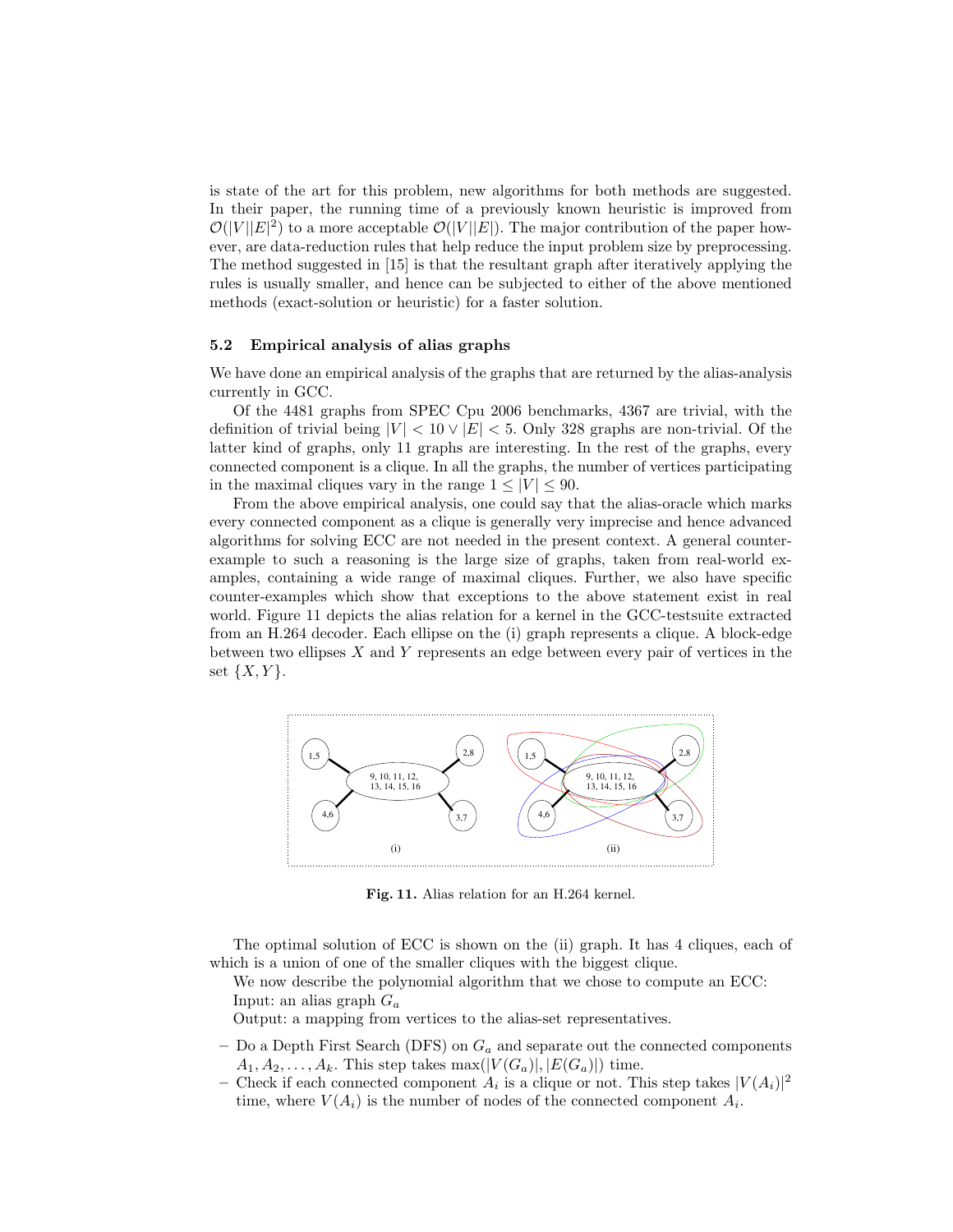is state of the art for this problem, new algorithms for both methods are suggested. In their paper, the running time of a previously known heuristic is improved from $\mathcal{O}(|V||E|^2)$ to a more acceptable $\mathcal{O}(|V||E|)$. The major contribution of the paper however, are data-reduction rules that help reduce the input problem size by preprocessing. The method suggested in [15] is that the resultant graph after iteratively applying the rules is usually smaller, and hence can be subjected to either of the above mentioned methods (exact-solution or heuristic) for a faster solution.

### 5.2 Empirical analysis of alias graphs

We have done an empirical analysis of the graphs that are returned by the alias-analysis currently in GCC.

Of the 4481 graphs from SPEC Cpu 2006 benchmarks, 4367 are trivial, with the definition of trivial being $|V| < 10 \vee |E| < 5$. Only 328 graphs are non-trivial. Of the latter kind of graphs, only 11 graphs are interesting. In the rest of the graphs, every connected component is a clique. In all the graphs, the number of vertices participating in the maximal cliques vary in the range $1 \leq |V| \leq 90$.

From the above empirical analysis, one could say that the alias-oracle which marks every connected component as a clique is generally very imprecise and hence advanced algorithms for solving ECC are not needed in the present context. A general counter-example to such a reasoning is the large size of graphs, taken from real-world examples, containing a wide range of maximal cliques. Further, we also have specific counter-examples which show that exceptions to the above statement exist in real world. Figure 11 depicts the alias relation for a kernel in the GCC-testsuite extracted from an H.264 decoder. Each ellipse on the (i) graph represents a clique. A block-edge between two ellipses $X$ and $Y$ represents an edge between every pair of vertices in the set $\{X, Y\}$.

**Fig. 11.** Alias relation for an H.264 kernel.

The optimal solution of ECC is shown on the (ii) graph. It has 4 cliques, each of which is a union of one of the smaller cliques with the biggest clique.

We now describe the polynomial algorithm that we chose to compute an ECC:

Input: an alias graph $G_a$

Output: a mapping from vertices to the alias-set representatives.

- Do a Depth First Search (DFS) on $G_a$ and separate out the connected components $A_1, A_2, \ldots, A_k$. This step takes $\max(|V(G_a)|, |E(G_a)|)$ time.
- Check if each connected component $A_i$ is a clique or not. This step takes $|V(A_i)|^2$ time, where $V(A_i)$ is the number of nodes of the connected component $A_i$.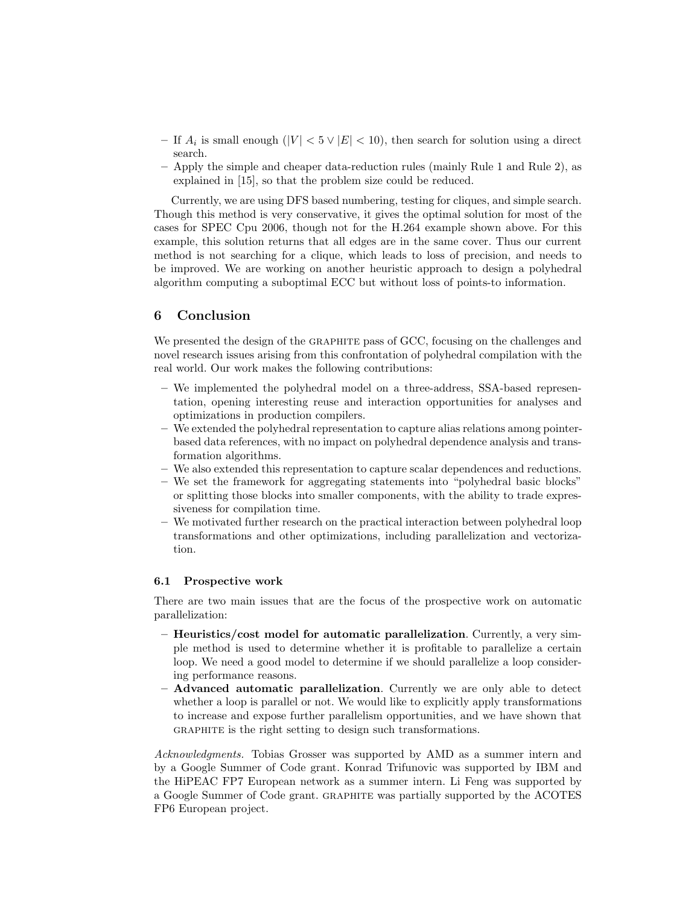– If $A_i$ is small enough ($|V| < 5 \vee |E| < 10$), then search for solution using a direct search.
– Apply the simple and cheaper data-reduction rules (mainly Rule 1 and Rule 2), as explained in [15], so that the problem size could be reduced.

Currently, we are using DFS based numbering, testing for cliques, and simple search. Though this method is very conservative, it gives the optimal solution for most of the cases for SPEC Cpu 2006, though not for the H.264 example shown above. For this example, this solution returns that all edges are in the same cover. Thus our current method is not searching for a clique, which leads to loss of precision, and needs to be improved. We are working on another heuristic approach to design a polyhedral algorithm computing a suboptimal ECC but without loss of points-to information.

## 6 Conclusion

We presented the design of the GRAPHITE pass of GCC, focusing on the challenges and novel research issues arising from this confrontation of polyhedral compilation with the real world. Our work makes the following contributions:

– We implemented the polyhedral model on a three-address, SSA-based representation, opening interesting reuse and interaction opportunities for analyses and optimizations in production compilers.
– We extended the polyhedral representation to capture alias relations among pointer-based data references, with no impact on polyhedral dependence analysis and transformation algorithms.
– We also extended this representation to capture scalar dependences and reductions.
– We set the framework for aggregating statements into "polyhedral basic blocks" or splitting those blocks into smaller components, with the ability to trade expressiveness for compilation time.
– We motivated further research on the practical interaction between polyhedral loop transformations and other optimizations, including parallelization and vectorization.

### 6.1 Prospective work

There are two main issues that are the focus of the prospective work on automatic parallelization:

– **Heuristics/cost model for automatic parallelization**. Currently, a very simple method is used to determine whether it is profitable to parallelize a certain loop. We need a good model to determine if we should parallelize a loop considering performance reasons.
– **Advanced automatic parallelization**. Currently we are only able to detect whether a loop is parallel or not. We would like to explicitly apply transformations to increase and expose further parallelism opportunities, and we have shown that GRAPHITE is the right setting to design such transformations.

*Acknowledgments.* Tobias Grosser was supported by AMD as a summer intern and by a Google Summer of Code grant. Konrad Trifunovic was supported by IBM and the HiPEAC FP7 European network as a summer intern. Li Feng was supported by a Google Summer of Code grant. GRAPHITE was partially supported by the ACOTES FP6 European project.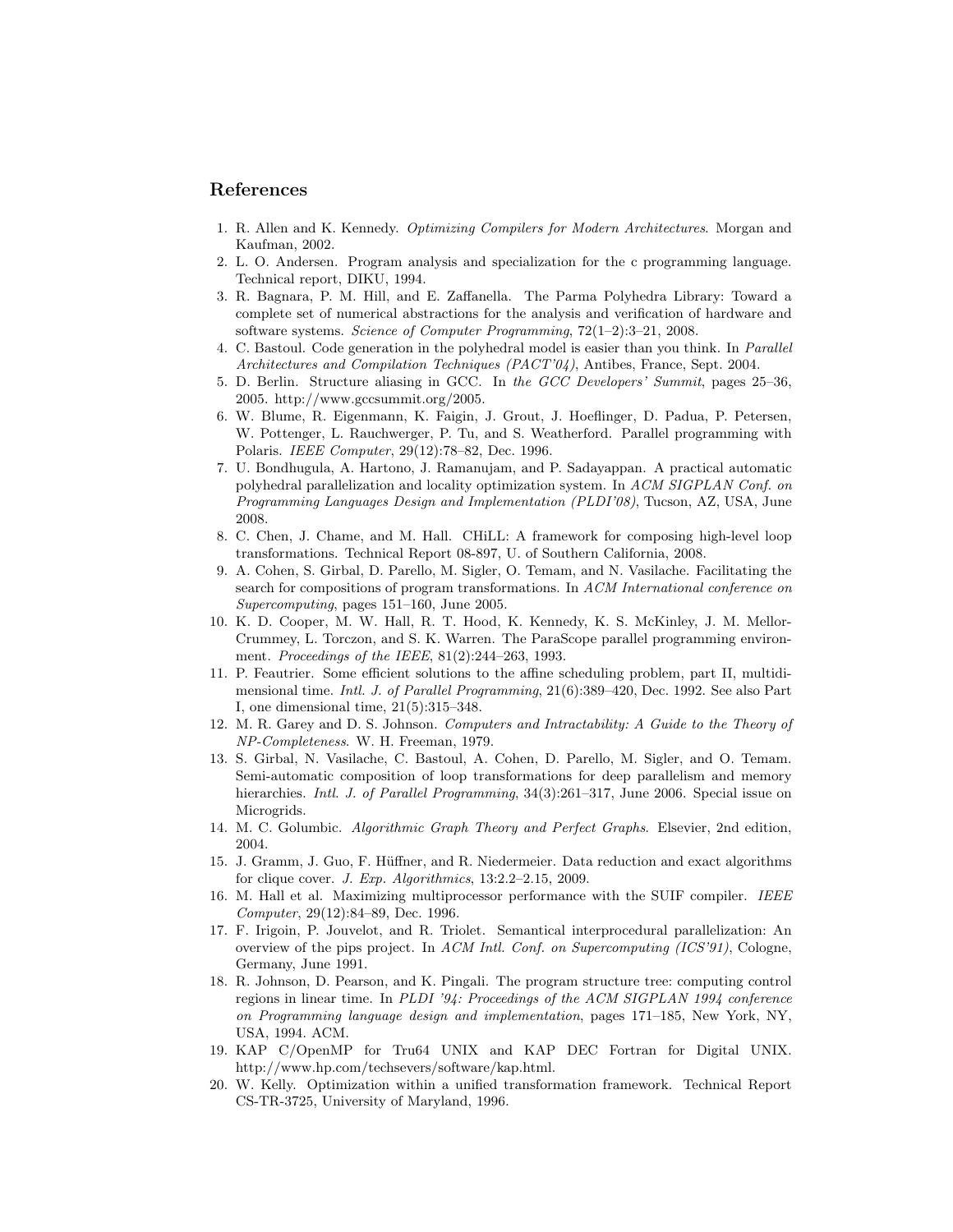## References

1. R. Allen and K. Kennedy. *Optimizing Compilers for Modern Architectures*. Morgan and Kaufman, 2002.
2. L. O. Andersen. Program analysis and specialization for the c programming language. Technical report, DIKU, 1994.
3. R. Bagnara, P. M. Hill, and E. Zaffanella. The Parma Polyhedra Library: Toward a complete set of numerical abstractions for the analysis and verification of hardware and software systems. *Science of Computer Programming*, 72(1–2):3–21, 2008.
4. C. Bastoul. Code generation in the polyhedral model is easier than you think. In *Parallel Architectures and Compilation Techniques (PACT'04)*, Antibes, France, Sept. 2004.
5. D. Berlin. Structure aliasing in GCC. In *the GCC Developers' Summit*, pages 25–36, 2005. http://www.gccsummit.org/2005.
6. W. Blume, R. Eigenmann, K. Faigin, J. Grout, J. Hoeflinger, D. Padua, P. Petersen, W. Pottenger, L. Rauchwerger, P. Tu, and S. Weatherford. Parallel programming with Polaris. *IEEE Computer*, 29(12):78–82, Dec. 1996.
7. U. Bondhugula, A. Hartono, J. Ramanujam, and P. Sadayappan. A practical automatic polyhedral parallelization and locality optimization system. In *ACM SIGPLAN Conf. on Programming Languages Design and Implementation (PLDI'08)*, Tucson, AZ, USA, June 2008.
8. C. Chen, J. Chame, and M. Hall. CHiLL: A framework for composing high-level loop transformations. Technical Report 08-897, U. of Southern California, 2008.
9. A. Cohen, S. Girbal, D. Parello, M. Sigler, O. Temam, and N. Vasilache. Facilitating the search for compositions of program transformations. In *ACM International conference on Supercomputing*, pages 151–160, June 2005.
10. K. D. Cooper, M. W. Hall, R. T. Hood, K. Kennedy, K. S. McKinley, J. M. Mellor-Crummey, L. Torczon, and S. K. Warren. The ParaScope parallel programming environment. *Proceedings of the IEEE*, 81(2):244–263, 1993.
11. P. Feautrier. Some efficient solutions to the affine scheduling problem, part II, multidimensional time. *Intl. J. of Parallel Programming*, 21(6):389–420, Dec. 1992. See also Part I, one dimensional time, 21(5):315–348.
12. M. R. Garey and D. S. Johnson. *Computers and Intractability: A Guide to the Theory of NP-Completeness*. W. H. Freeman, 1979.
13. S. Girbal, N. Vasilache, C. Bastoul, A. Cohen, D. Parello, M. Sigler, and O. Temam. Semi-automatic composition of loop transformations for deep parallelism and memory hierarchies. *Intl. J. of Parallel Programming*, 34(3):261–317, June 2006. Special issue on Microgrids.
14. M. C. Golumbic. *Algorithmic Graph Theory and Perfect Graphs*. Elsevier, 2nd edition, 2004.
15. J. Gramm, J. Guo, F. Hüffner, and R. Niedermeier. Data reduction and exact algorithms for clique cover. *J. Exp. Algorithmics*, 13:2.2–2.15, 2009.
16. M. Hall et al. Maximizing multiprocessor performance with the SUIF compiler. *IEEE Computer*, 29(12):84–89, Dec. 1996.
17. F. Irigoin, P. Jouvelot, and R. Triolet. Semantical interprocedural parallelization: An overview of the pips project. In *ACM Intl. Conf. on Supercomputing (ICS'91)*, Cologne, Germany, June 1991.
18. R. Johnson, D. Pearson, and K. Pingali. The program structure tree: computing control regions in linear time. In *PLDI '94: Proceedings of the ACM SIGPLAN 1994 conference on Programming language design and implementation*, pages 171–185, New York, NY, USA, 1994. ACM.
19. KAP C/OpenMP for Tru64 UNIX and KAP DEC Fortran for Digital UNIX. http://www.hp.com/techsevers/software/kap.html.
20. W. Kelly. Optimization within a unified transformation framework. Technical Report CS-TR-3725, University of Maryland, 1996.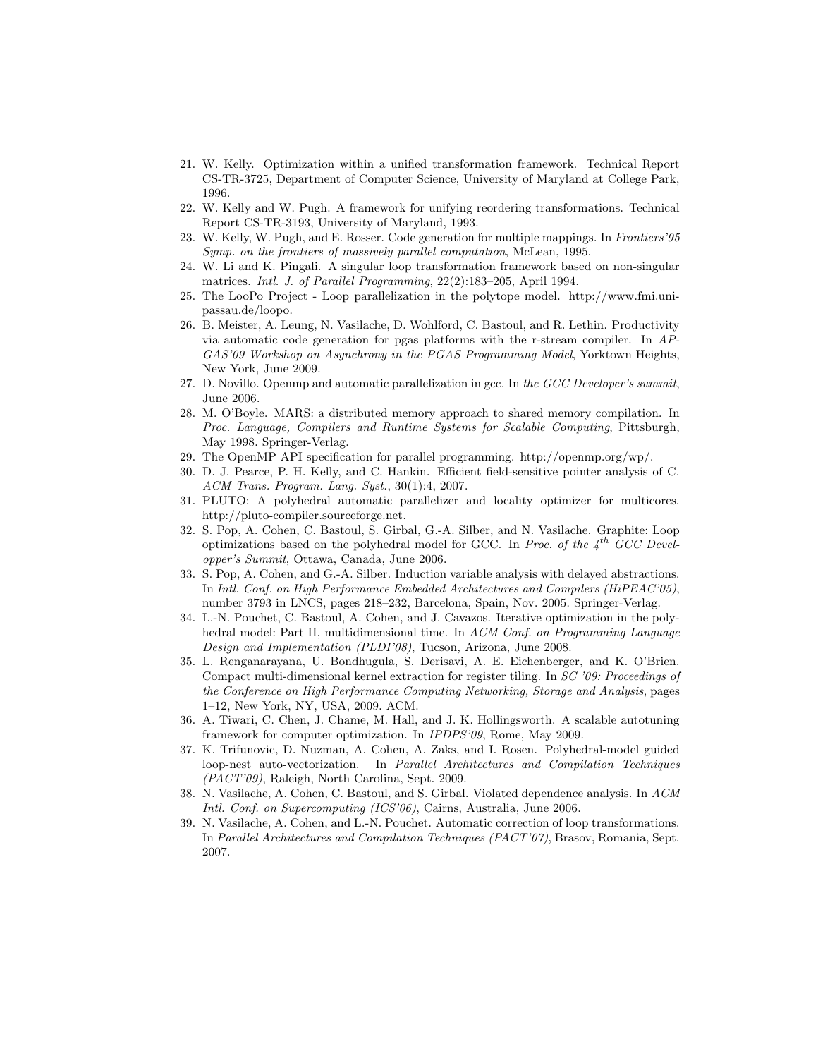21. W. Kelly. Optimization within a unified transformation framework. Technical Report CS-TR-3725, Department of Computer Science, University of Maryland at College Park, 1996.
22. W. Kelly and W. Pugh. A framework for unifying reordering transformations. Technical Report CS-TR-3193, University of Maryland, 1993.
23. W. Kelly, W. Pugh, and E. Rosser. Code generation for multiple mappings. In *Frontiers'95 Symp. on the frontiers of massively parallel computation*, McLean, 1995.
24. W. Li and K. Pingali. A singular loop transformation framework based on non-singular matrices. *Intl. J. of Parallel Programming*, 22(2):183–205, April 1994.
25. The LooPo Project - Loop parallelization in the polytope model. http://www.fmi.uni-passau.de/loopo.
26. B. Meister, A. Leung, N. Vasilache, D. Wohlford, C. Bastoul, and R. Lethin. Productivity via automatic code generation for pgas platforms with the r-stream compiler. In *APGAS'09 Workshop on Asynchrony in the PGAS Programming Model*, Yorktown Heights, New York, June 2009.
27. D. Novillo. Openmp and automatic parallelization in gcc. In *the GCC Developer's summit*, June 2006.
28. M. O'Boyle. MARS: a distributed memory approach to shared memory compilation. In *Proc. Language, Compilers and Runtime Systems for Scalable Computing*, Pittsburgh, May 1998. Springer-Verlag.
29. The OpenMP API specification for parallel programming. http://openmp.org/wp/.
30. D. J. Pearce, P. H. Kelly, and C. Hankin. Efficient field-sensitive pointer analysis of C. *ACM Trans. Program. Lang. Syst.*, 30(1):4, 2007.
31. PLUTO: A polyhedral automatic parallelizer and locality optimizer for multicores. http://pluto-compiler.sourceforge.net.
32. S. Pop, A. Cohen, C. Bastoul, S. Girbal, G.-A. Silber, and N. Vasilache. Graphite: Loop optimizations based on the polyhedral model for GCC. In *Proc. of the $4^{th}$ GCC Developper's Summit*, Ottawa, Canada, June 2006.
33. S. Pop, A. Cohen, and G.-A. Silber. Induction variable analysis with delayed abstractions. In *Intl. Conf. on High Performance Embedded Architectures and Compilers (HiPEAC'05)*, number 3793 in LNCS, pages 218–232, Barcelona, Spain, Nov. 2005. Springer-Verlag.
34. L.-N. Pouchet, C. Bastoul, A. Cohen, and J. Cavazos. Iterative optimization in the polyhedral model: Part II, multidimensional time. In *ACM Conf. on Programming Language Design and Implementation (PLDI'08)*, Tucson, Arizona, June 2008.
35. L. Renganarayana, U. Bondhugula, S. Derisavi, A. E. Eichenberger, and K. O'Brien. Compact multi-dimensional kernel extraction for register tiling. In *SC '09: Proceedings of the Conference on High Performance Computing Networking, Storage and Analysis*, pages 1–12, New York, NY, USA, 2009. ACM.
36. A. Tiwari, C. Chen, J. Chame, M. Hall, and J. K. Hollingsworth. A scalable autotuning framework for computer optimization. In *IPDPS'09*, Rome, May 2009.
37. K. Trifunovic, D. Nuzman, A. Cohen, A. Zaks, and I. Rosen. Polyhedral-model guided loop-nest auto-vectorization. In *Parallel Architectures and Compilation Techniques (PACT'09)*, Raleigh, North Carolina, Sept. 2009.
38. N. Vasilache, A. Cohen, C. Bastoul, and S. Girbal. Violated dependence analysis. In *ACM Intl. Conf. on Supercomputing (ICS'06)*, Cairns, Australia, June 2006.
39. N. Vasilache, A. Cohen, and L.-N. Pouchet. Automatic correction of loop transformations. In *Parallel Architectures and Compilation Techniques (PACT'07)*, Brasov, Romania, Sept. 2007.